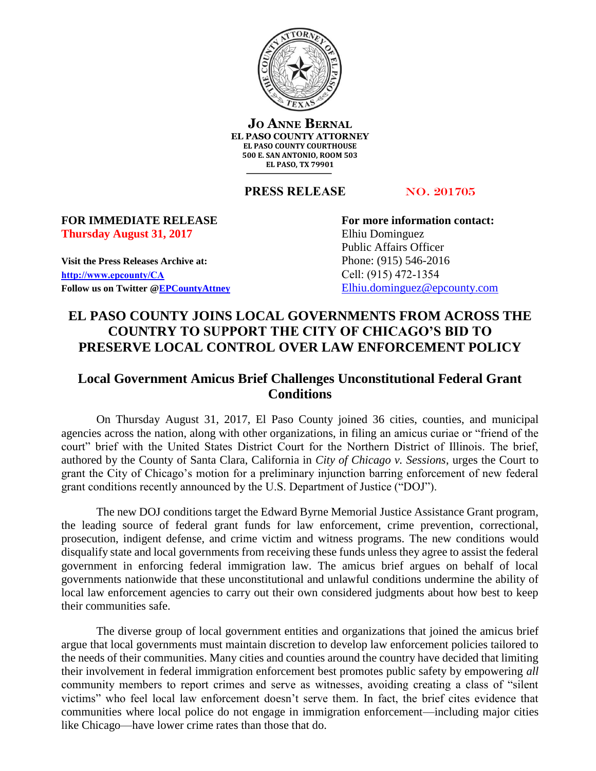**JO ANNE BERNAL**
**EL PASO COUNTY ATTORNEY**
**EL PASO COUNTY COURTHOUSE**
**500 E. SAN ANTONIO, ROOM 503**
**EL PASO, TX 79901**

**PRESS RELEASE** NO. 201705

**FOR IMMEDIATE RELEASE**
**Thursday August 31, 2017**

**Visit the Press Releases Archive at:**
**[http://www.epcounty/CA](http://www.epcounty/CA)**
**Follow us on Twitter @[EPCountyAttney](https://twitter.com/EPCountyAttney)**

**For more information contact:**
Elhiu Dominguez
Public Affairs Officer
Phone: (915) 546-2016
Cell: (915) 472-1354
[Elhiu.dominguez@epcounty.com](mailto:Elhiu.dominguez@epcounty.com)

# EL PASO COUNTY JOINS LOCAL GOVERNMENTS FROM ACROSS THE COUNTRY TO SUPPORT THE CITY OF CHICAGO'S BID TO PRESERVE LOCAL CONTROL OVER LAW ENFORCEMENT POLICY

## Local Government Amicus Brief Challenges Unconstitutional Federal Grant Conditions

On Thursday August 31, 2017, El Paso County joined 36 cities, counties, and municipal agencies across the nation, along with other organizations, in filing an amicus curiae or "friend of the court" brief with the United States District Court for the Northern District of Illinois. The brief, authored by the County of Santa Clara, California in *City of Chicago v. Sessions*, urges the Court to grant the City of Chicago's motion for a preliminary injunction barring enforcement of new federal grant conditions recently announced by the U.S. Department of Justice ("DOJ").

The new DOJ conditions target the Edward Byrne Memorial Justice Assistance Grant program, the leading source of federal grant funds for law enforcement, crime prevention, correctional, prosecution, indigent defense, and crime victim and witness programs. The new conditions would disqualify state and local governments from receiving these funds unless they agree to assist the federal government in enforcing federal immigration law. The amicus brief argues on behalf of local governments nationwide that these unconstitutional and unlawful conditions undermine the ability of local law enforcement agencies to carry out their own considered judgments about how best to keep their communities safe.

The diverse group of local government entities and organizations that joined the amicus brief argue that local governments must maintain discretion to develop law enforcement policies tailored to the needs of their communities. Many cities and counties around the country have decided that limiting their involvement in federal immigration enforcement best promotes public safety by empowering *all* community members to report crimes and serve as witnesses, avoiding creating a class of "silent victims" who feel local law enforcement doesn't serve them. In fact, the brief cites evidence that communities where local police do not engage in immigration enforcement—including major cities like Chicago—have lower crime rates than those that do.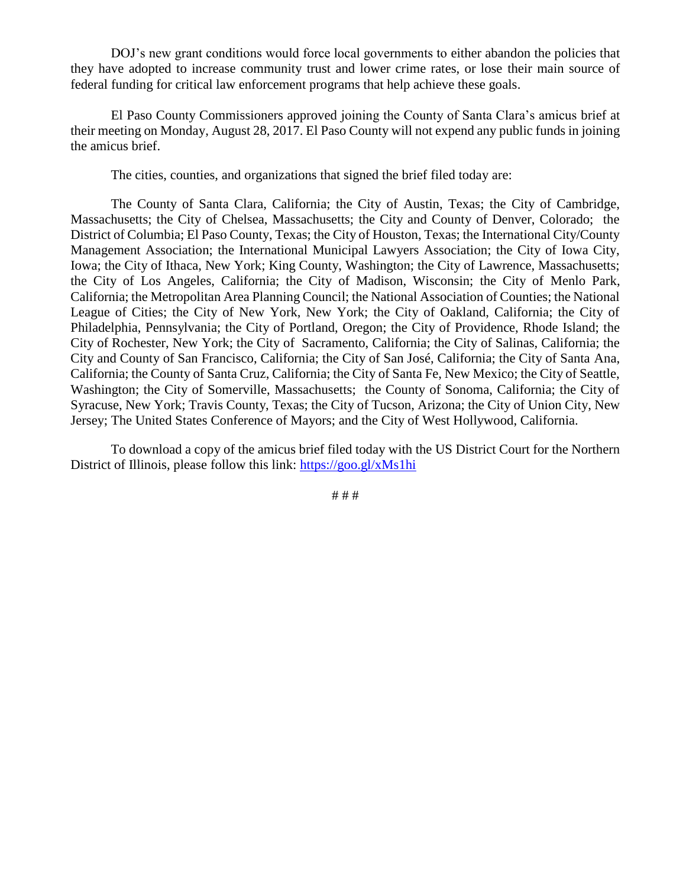DOJ's new grant conditions would force local governments to either abandon the policies that they have adopted to increase community trust and lower crime rates, or lose their main source of federal funding for critical law enforcement programs that help achieve these goals.

El Paso County Commissioners approved joining the County of Santa Clara's amicus brief at their meeting on Monday, August 28, 2017. El Paso County will not expend any public funds in joining the amicus brief.

The cities, counties, and organizations that signed the brief filed today are:

The County of Santa Clara, California; the City of Austin, Texas; the City of Cambridge, Massachusetts; the City of Chelsea, Massachusetts; the City and County of Denver, Colorado; the District of Columbia; El Paso County, Texas; the City of Houston, Texas; the International City/County Management Association; the International Municipal Lawyers Association; the City of Iowa City, Iowa; the City of Ithaca, New York; King County, Washington; the City of Lawrence, Massachusetts; the City of Los Angeles, California; the City of Madison, Wisconsin; the City of Menlo Park, California; the Metropolitan Area Planning Council; the National Association of Counties; the National League of Cities; the City of New York, New York; the City of Oakland, California; the City of Philadelphia, Pennsylvania; the City of Portland, Oregon; the City of Providence, Rhode Island; the City of Rochester, New York; the City of Sacramento, California; the City of Salinas, California; the City and County of San Francisco, California; the City of San José, California; the City of Santa Ana, California; the County of Santa Cruz, California; the City of Santa Fe, New Mexico; the City of Seattle, Washington; the City of Somerville, Massachusetts; the County of Sonoma, California; the City of Syracuse, New York; Travis County, Texas; the City of Tucson, Arizona; the City of Union City, New Jersey; The United States Conference of Mayors; and the City of West Hollywood, California.

To download a copy of the amicus brief filed today with the US District Court for the Northern District of Illinois, please follow this link: https://goo.gl/xMs1hi

# # #